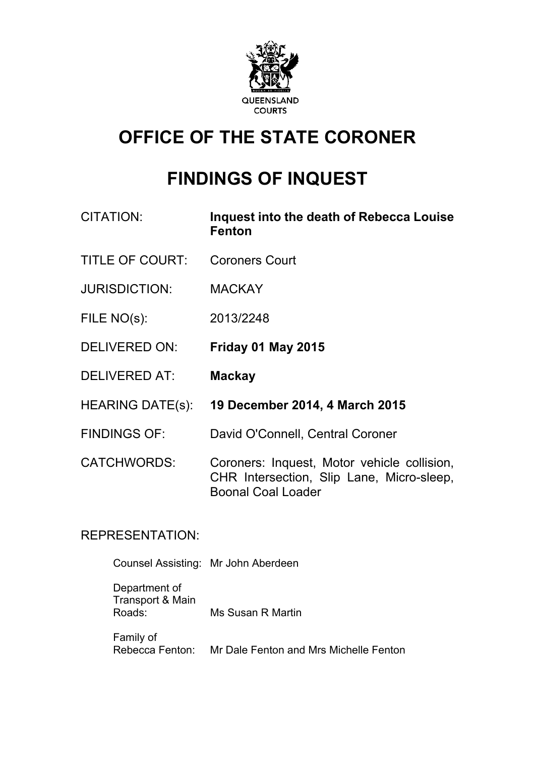QUEENSLAND COURTS

# OFFICE OF THE STATE CORONER

# FINDINGS OF INQUEST

| | |
|---|---|
| CITATION: | **Inquest into the death of Rebecca Louise Fenton** |
| TITLE OF COURT: | Coroners Court |
| JURISDICTION: | MACKAY |
| FILE NO(s): | 2013/2248 |
| DELIVERED ON: | **Friday 01 May 2015** |
| DELIVERED AT: | **Mackay** |
| HEARING DATE(s): | **19 December 2014, 4 March 2015** |
| FINDINGS OF: | David O'Connell, Central Coroner |
| CATCHWORDS: | Coroners: Inquest, Motor vehicle collision, CHR Intersection, Slip Lane, Micro-sleep, Boonal Coal Loader |

REPRESENTATION:

| | |
|---|---|
| Counsel Assisting: | Mr John Aberdeen |
| Department of Transport & Main Roads: | Ms Susan R Martin |
| Family of Rebecca Fenton: | Mr Dale Fenton and Mrs Michelle Fenton |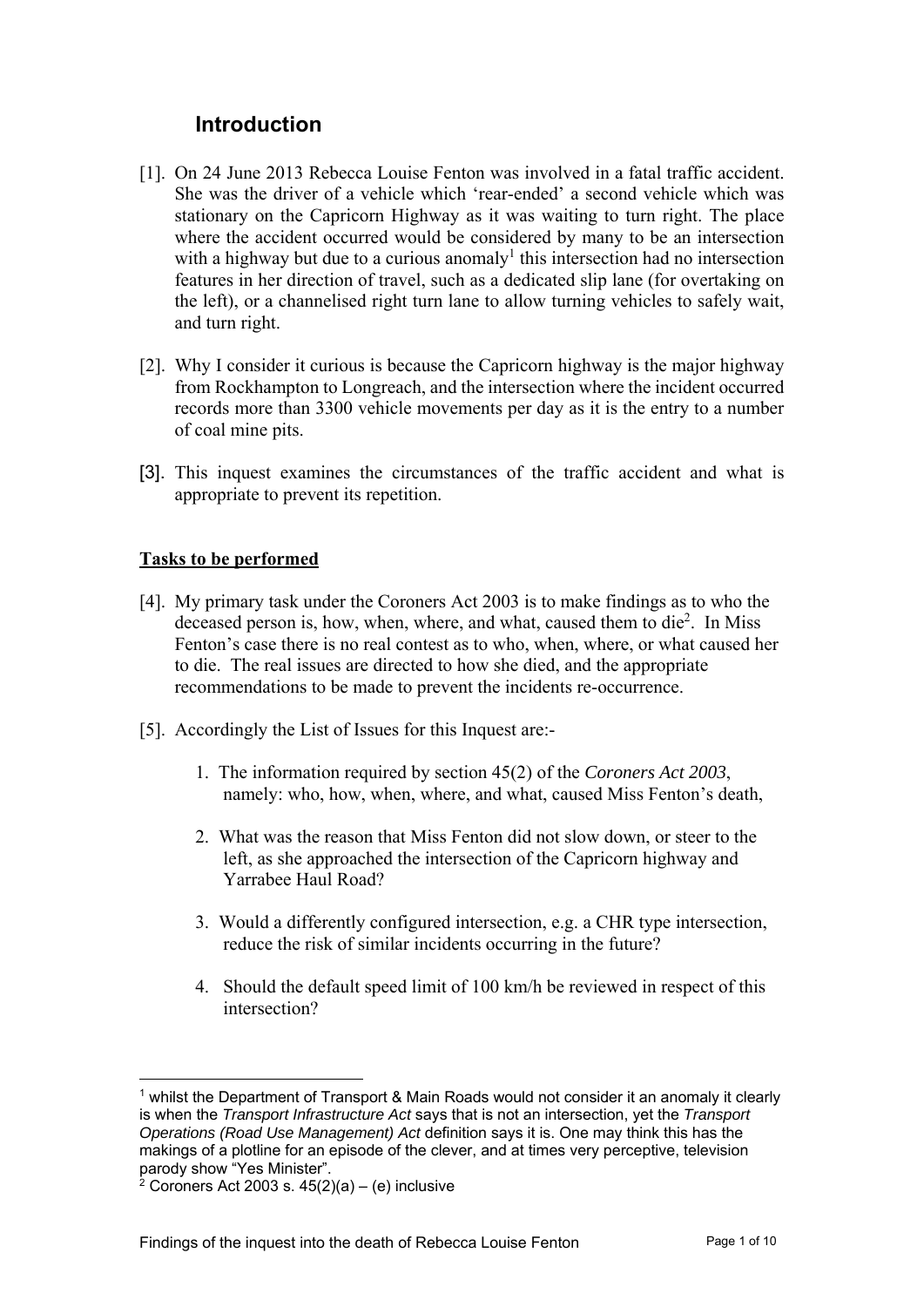## Introduction

[1]. On 24 June 2013 Rebecca Louise Fenton was involved in a fatal traffic accident. She was the driver of a vehicle which 'rear-ended' a second vehicle which was stationary on the Capricorn Highway as it was waiting to turn right. The place where the accident occurred would be considered by many to be an intersection with a highway but due to a curious anomaly[1] this intersection had no intersection features in her direction of travel, such as a dedicated slip lane (for overtaking on the left), or a channelised right turn lane to allow turning vehicles to safely wait, and turn right.

[2]. Why I consider it curious is because the Capricorn highway is the major highway from Rockhampton to Longreach, and the intersection where the incident occurred records more than 3300 vehicle movements per day as it is the entry to a number of coal mine pits.

[3]. This inquest examines the circumstances of the traffic accident and what is appropriate to prevent its repetition.

**Tasks to be performed**

[4]. My primary task under the Coroners Act 2003 is to make findings as to who the deceased person is, how, when, where, and what, caused them to die[2]. In Miss Fenton's case there is no real contest as to who, when, where, or what caused her to die. The real issues are directed to how she died, and the appropriate recommendations to be made to prevent the incidents re-occurrence.

[5]. Accordingly the List of Issues for this Inquest are:-

1. The information required by section 45(2) of the *Coroners Act 2003*, namely: who, how, when, where, and what, caused Miss Fenton's death,
2. What was the reason that Miss Fenton did not slow down, or steer to the left, as she approached the intersection of the Capricorn highway and Yarrabee Haul Road?
3. Would a differently configured intersection, e.g. a CHR type intersection, reduce the risk of similar incidents occurring in the future?
4. Should the default speed limit of 100 km/h be reviewed in respect of this intersection?

---

[1] whilst the Department of Transport & Main Roads would not consider it an anomaly it clearly is when the *Transport Infrastructure Act* says that is not an intersection, yet the *Transport Operations (Road Use Management) Act* definition says it is. One may think this has the makings of a plotline for an episode of the clever, and at times very perceptive, television parody show "Yes Minister".

[2] Coroners Act 2003 s. 45(2)(a) – (e) inclusive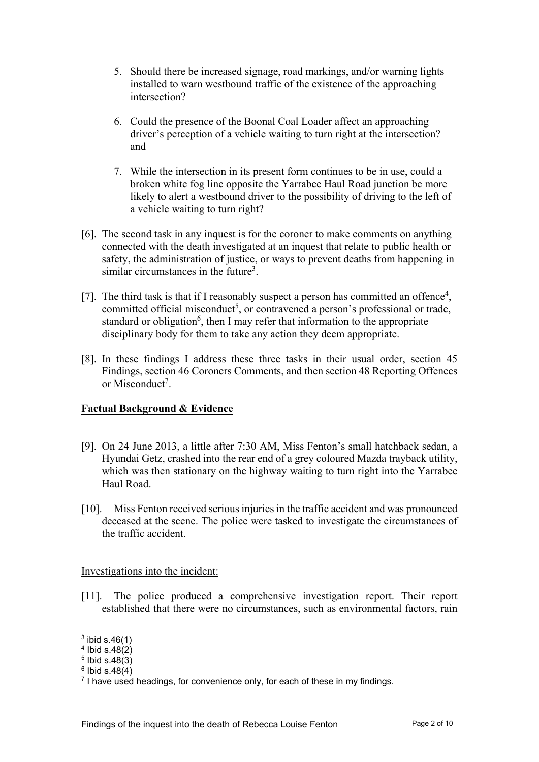5. Should there be increased signage, road markings, and/or warning lights installed to warn westbound traffic of the existence of the approaching intersection?

6. Could the presence of the Boonal Coal Loader affect an approaching driver's perception of a vehicle waiting to turn right at the intersection? and

7. While the intersection in its present form continues to be in use, could a broken white fog line opposite the Yarrabee Haul Road junction be more likely to alert a westbound driver to the possibility of driving to the left of a vehicle waiting to turn right?

[6]. The second task in any inquest is for the coroner to make comments on anything connected with the death investigated at an inquest that relate to public health or safety, the administration of justice, or ways to prevent deaths from happening in similar circumstances in the future[3].

[7]. The third task is that if I reasonably suspect a person has committed an offence[4], committed official misconduct[5], or contravened a person's professional or trade, standard or obligation[6], then I may refer that information to the appropriate disciplinary body for them to take any action they deem appropriate.

[8]. In these findings I address these three tasks in their usual order, section 45 Findings, section 46 Coroners Comments, and then section 48 Reporting Offences or Misconduct[7].

## **Factual Background & Evidence**

[9]. On 24 June 2013, a little after 7:30 AM, Miss Fenton's small hatchback sedan, a Hyundai Getz, crashed into the rear end of a grey coloured Mazda trayback utility, which was then stationary on the highway waiting to turn right into the Yarrabee Haul Road.

[10]. Miss Fenton received serious injuries in the traffic accident and was pronounced deceased at the scene. The police were tasked to investigate the circumstances of the traffic accident.

Investigations into the incident:

[11]. The police produced a comprehensive investigation report. Their report established that there were no circumstances, such as environmental factors, rain

---

[3] ibid s.46(1)
[4] Ibid s.48(2)
[5] Ibid s.48(3)
[6] Ibid s.48(4)
[7] I have used headings, for convenience only, for each of these in my findings.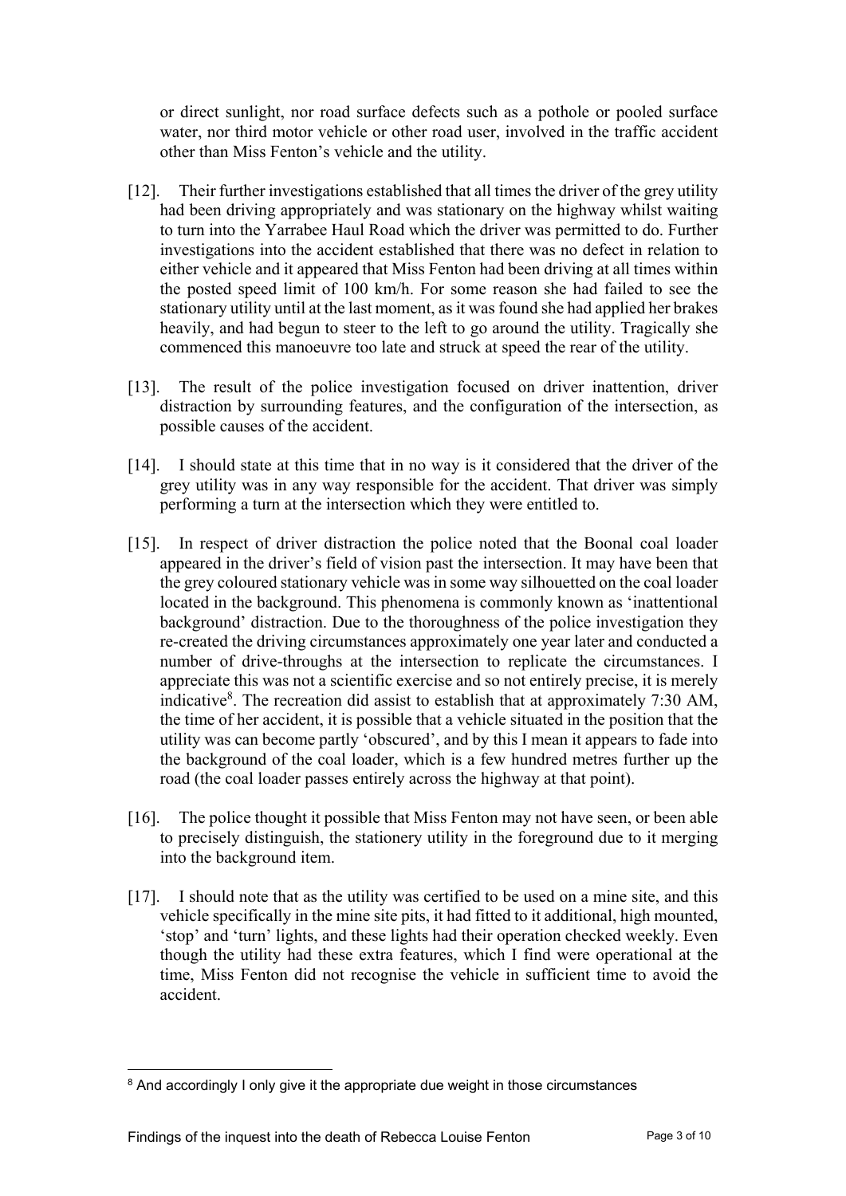or direct sunlight, nor road surface defects such as a pothole or pooled surface water, nor third motor vehicle or other road user, involved in the traffic accident other than Miss Fenton's vehicle and the utility.

[12]. Their further investigations established that all times the driver of the grey utility had been driving appropriately and was stationary on the highway whilst waiting to turn into the Yarrabee Haul Road which the driver was permitted to do. Further investigations into the accident established that there was no defect in relation to either vehicle and it appeared that Miss Fenton had been driving at all times within the posted speed limit of 100 km/h. For some reason she had failed to see the stationary utility until at the last moment, as it was found she had applied her brakes heavily, and had begun to steer to the left to go around the utility. Tragically she commenced this manoeuvre too late and struck at speed the rear of the utility.

[13]. The result of the police investigation focused on driver inattention, driver distraction by surrounding features, and the configuration of the intersection, as possible causes of the accident.

[14]. I should state at this time that in no way is it considered that the driver of the grey utility was in any way responsible for the accident. That driver was simply performing a turn at the intersection which they were entitled to.

[15]. In respect of driver distraction the police noted that the Boonal coal loader appeared in the driver's field of vision past the intersection. It may have been that the grey coloured stationary vehicle was in some way silhouetted on the coal loader located in the background. This phenomena is commonly known as 'inattentional background' distraction. Due to the thoroughness of the police investigation they re-created the driving circumstances approximately one year later and conducted a number of drive-throughs at the intersection to replicate the circumstances. I appreciate this was not a scientific exercise and so not entirely precise, it is merely indicative[8]. The recreation did assist to establish that at approximately 7:30 AM, the time of her accident, it is possible that a vehicle situated in the position that the utility was can become partly 'obscured', and by this I mean it appears to fade into the background of the coal loader, which is a few hundred metres further up the road (the coal loader passes entirely across the highway at that point).

[16]. The police thought it possible that Miss Fenton may not have seen, or been able to precisely distinguish, the stationery utility in the foreground due to it merging into the background item.

[17]. I should note that as the utility was certified to be used on a mine site, and this vehicle specifically in the mine site pits, it had fitted to it additional, high mounted, 'stop' and 'turn' lights, and these lights had their operation checked weekly. Even though the utility had these extra features, which I find were operational at the time, Miss Fenton did not recognise the vehicle in sufficient time to avoid the accident.

---

[8] And accordingly I only give it the appropriate due weight in those circumstances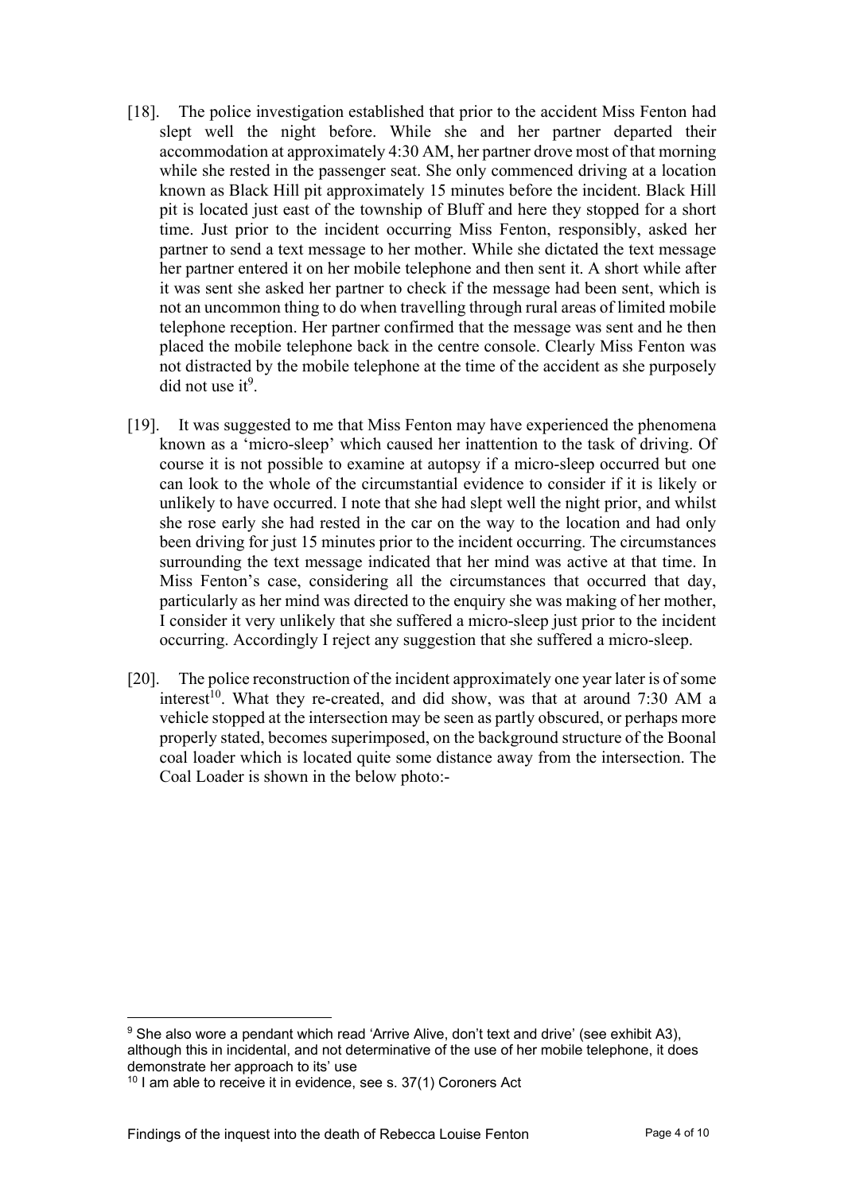[18]. The police investigation established that prior to the accident Miss Fenton had slept well the night before. While she and her partner departed their accommodation at approximately 4:30 AM, her partner drove most of that morning while she rested in the passenger seat. She only commenced driving at a location known as Black Hill pit approximately 15 minutes before the incident. Black Hill pit is located just east of the township of Bluff and here they stopped for a short time. Just prior to the incident occurring Miss Fenton, responsibly, asked her partner to send a text message to her mother. While she dictated the text message her partner entered it on her mobile telephone and then sent it. A short while after it was sent she asked her partner to check if the message had been sent, which is not an uncommon thing to do when travelling through rural areas of limited mobile telephone reception. Her partner confirmed that the message was sent and he then placed the mobile telephone back in the centre console. Clearly Miss Fenton was not distracted by the mobile telephone at the time of the accident as she purposely did not use it[9].

[19]. It was suggested to me that Miss Fenton may have experienced the phenomena known as a 'micro-sleep' which caused her inattention to the task of driving. Of course it is not possible to examine at autopsy if a micro-sleep occurred but one can look to the whole of the circumstantial evidence to consider if it is likely or unlikely to have occurred. I note that she had slept well the night prior, and whilst she rose early she had rested in the car on the way to the location and had only been driving for just 15 minutes prior to the incident occurring. The circumstances surrounding the text message indicated that her mind was active at that time. In Miss Fenton's case, considering all the circumstances that occurred that day, particularly as her mind was directed to the enquiry she was making of her mother, I consider it very unlikely that she suffered a micro-sleep just prior to the incident occurring. Accordingly I reject any suggestion that she suffered a micro-sleep.

[20]. The police reconstruction of the incident approximately one year later is of some interest[10]. What they re-created, and did show, was that at around 7:30 AM a vehicle stopped at the intersection may be seen as partly obscured, or perhaps more properly stated, becomes superimposed, on the background structure of the Boonal coal loader which is located quite some distance away from the intersection. The Coal Loader is shown in the below photo:-

---

[9] She also wore a pendant which read 'Arrive Alive, don't text and drive' (see exhibit A3), although this in incidental, and not determinative of the use of her mobile telephone, it does demonstrate her approach to its' use

[10] I am able to receive it in evidence, see s. 37(1) Coroners Act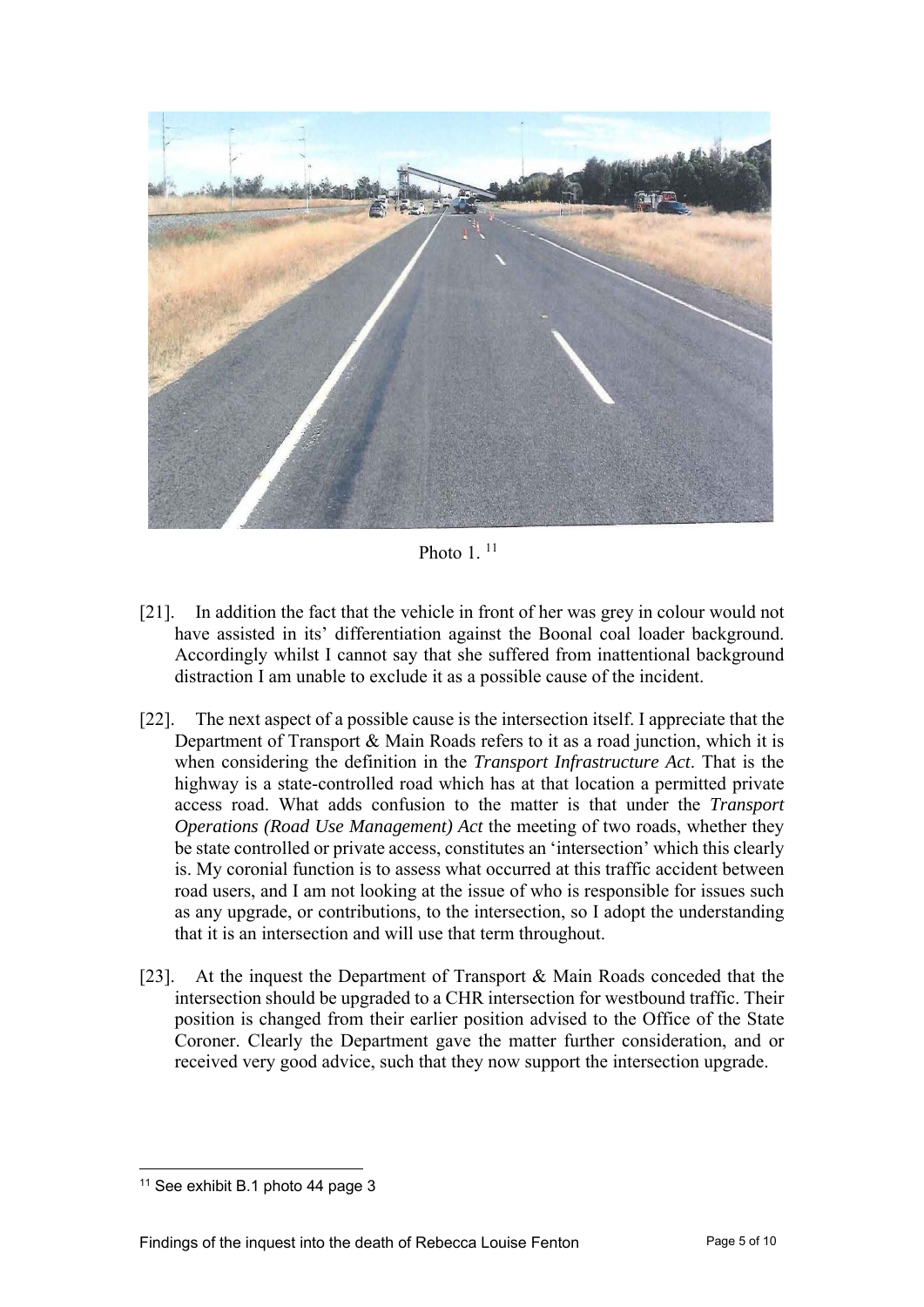Photo 1. [11]

[21]. In addition the fact that the vehicle in front of her was grey in colour would not have assisted in its' differentiation against the Boonal coal loader background. Accordingly whilst I cannot say that she suffered from inattentional background distraction I am unable to exclude it as a possible cause of the incident.

[22]. The next aspect of a possible cause is the intersection itself. I appreciate that the Department of Transport & Main Roads refers to it as a road junction, which it is when considering the definition in the *Transport Infrastructure Act*. That is the highway is a state-controlled road which has at that location a permitted private access road. What adds confusion to the matter is that under the *Transport Operations (Road Use Management) Act* the meeting of two roads, whether they be state controlled or private access, constitutes an 'intersection' which this clearly is. My coronial function is to assess what occurred at this traffic accident between road users, and I am not looking at the issue of who is responsible for issues such as any upgrade, or contributions, to the intersection, so I adopt the understanding that it is an intersection and will use that term throughout.

[23]. At the inquest the Department of Transport & Main Roads conceded that the intersection should be upgraded to a CHR intersection for westbound traffic. Their position is changed from their earlier position advised to the Office of the State Coroner. Clearly the Department gave the matter further consideration, and or received very good advice, such that they now support the intersection upgrade.

[11] See exhibit B.1 photo 44 page 3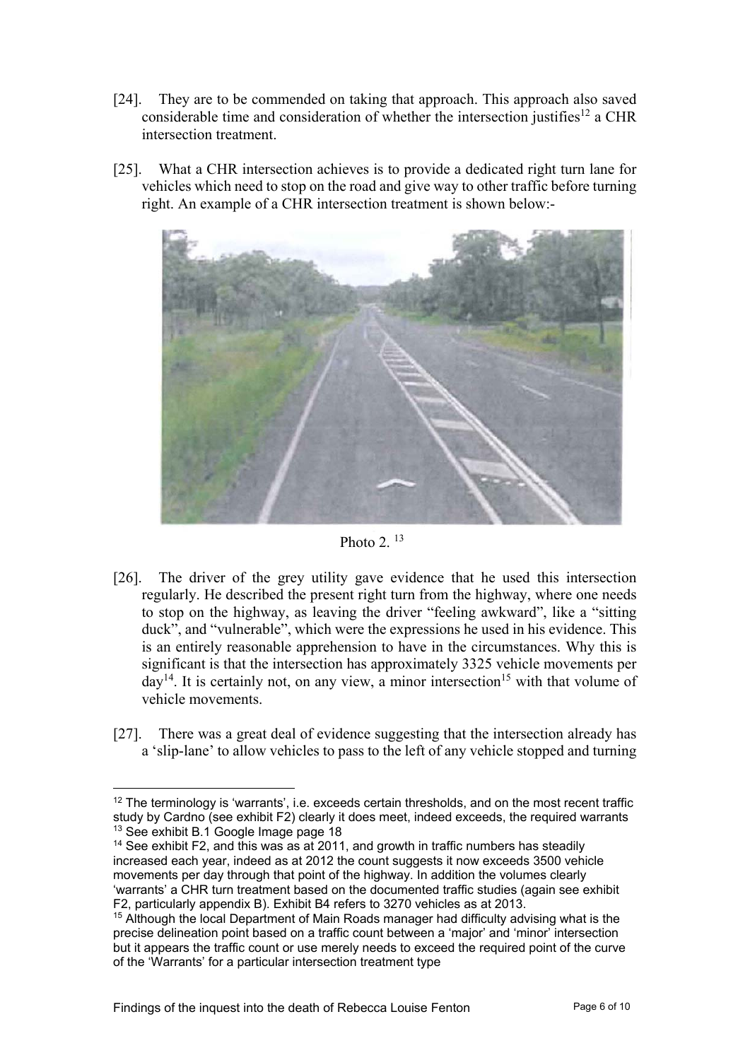[24]. They are to be commended on taking that approach. This approach also saved considerable time and consideration of whether the intersection justifies[12] a CHR intersection treatment.

[25]. What a CHR intersection achieves is to provide a dedicated right turn lane for vehicles which need to stop on the road and give way to other traffic before turning right. An example of a CHR intersection treatment is shown below:-

Photo 2. [13]

[26]. The driver of the grey utility gave evidence that he used this intersection regularly. He described the present right turn from the highway, where one needs to stop on the highway, as leaving the driver "feeling awkward", like a "sitting duck", and "vulnerable", which were the expressions he used in his evidence. This is an entirely reasonable apprehension to have in the circumstances. Why this is significant is that the intersection has approximately 3325 vehicle movements per day[14]. It is certainly not, on any view, a minor intersection[15] with that volume of vehicle movements.

[27]. There was a great deal of evidence suggesting that the intersection already has a 'slip-lane' to allow vehicles to pass to the left of any vehicle stopped and turning

---

[12] The terminology is 'warrants', i.e. exceeds certain thresholds, and on the most recent traffic study by Cardno (see exhibit F2) clearly it does meet, indeed exceeds, the required warrants

[13] See exhibit B.1 Google Image page 18

[14] See exhibit F2, and this was as at 2011, and growth in traffic numbers has steadily increased each year, indeed as at 2012 the count suggests it now exceeds 3500 vehicle movements per day through that point of the highway. In addition the volumes clearly 'warrants' a CHR turn treatment based on the documented traffic studies (again see exhibit F2, particularly appendix B). Exhibit B4 refers to 3270 vehicles as at 2013.

[15] Although the local Department of Main Roads manager had difficulty advising what is the precise delineation point based on a traffic count between a 'major' and 'minor' intersection but it appears the traffic count or use merely needs to exceed the required point of the curve of the 'Warrants' for a particular intersection treatment type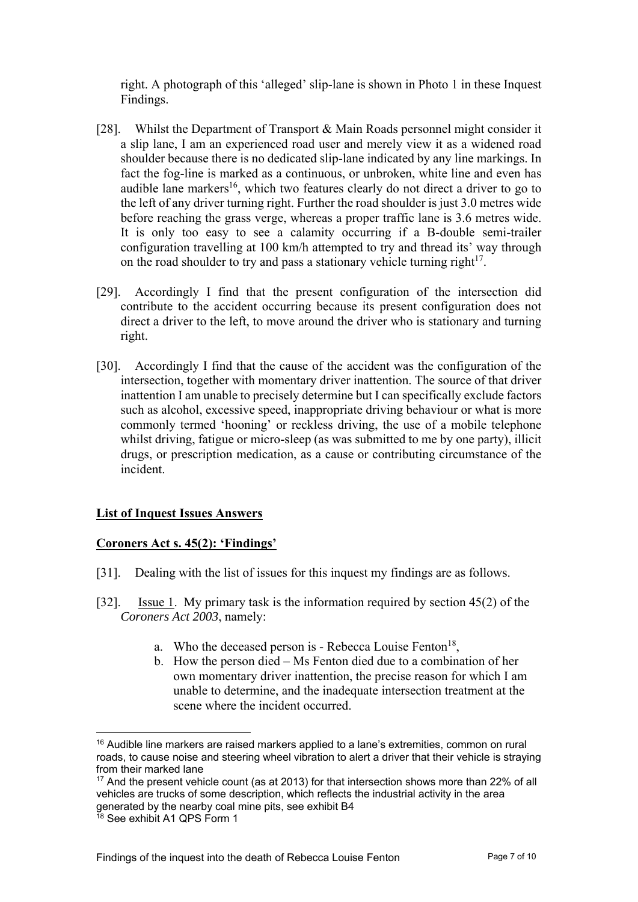right. A photograph of this 'alleged' slip-lane is shown in Photo 1 in these Inquest Findings.

[28]. Whilst the Department of Transport & Main Roads personnel might consider it a slip lane, I am an experienced road user and merely view it as a widened road shoulder because there is no dedicated slip-lane indicated by any line markings. In fact the fog-line is marked as a continuous, or unbroken, white line and even has audible lane markers[16], which two features clearly do not direct a driver to go to the left of any driver turning right. Further the road shoulder is just 3.0 metres wide before reaching the grass verge, whereas a proper traffic lane is 3.6 metres wide. It is only too easy to see a calamity occurring if a B-double semi-trailer configuration travelling at 100 km/h attempted to try and thread its' way through on the road shoulder to try and pass a stationary vehicle turning right[17].

[29]. Accordingly I find that the present configuration of the intersection did contribute to the accident occurring because its present configuration does not direct a driver to the left, to move around the driver who is stationary and turning right.

[30]. Accordingly I find that the cause of the accident was the configuration of the intersection, together with momentary driver inattention. The source of that driver inattention I am unable to precisely determine but I can specifically exclude factors such as alcohol, excessive speed, inappropriate driving behaviour or what is more commonly termed 'hooning' or reckless driving, the use of a mobile telephone whilst driving, fatigue or micro-sleep (as was submitted to me by one party), illicit drugs, or prescription medication, as a cause or contributing circumstance of the incident.

## List of Inquest Issues Answers

### Coroners Act s. 45(2): 'Findings'

[31]. Dealing with the list of issues for this inquest my findings are as follows.

[32]. Issue 1. My primary task is the information required by section 45(2) of the *Coroners Act 2003*, namely:

a. Who the deceased person is - Rebecca Louise Fenton[18],
b. How the person died – Ms Fenton died due to a combination of her own momentary driver inattention, the precise reason for which I am unable to determine, and the inadequate intersection treatment at the scene where the incident occurred.

---

[16] Audible line markers are raised markers applied to a lane's extremities, common on rural roads, to cause noise and steering wheel vibration to alert a driver that their vehicle is straying from their marked lane

[17] And the present vehicle count (as at 2013) for that intersection shows more than 22% of all vehicles are trucks of some description, which reflects the industrial activity in the area generated by the nearby coal mine pits, see exhibit B4

[18] See exhibit A1 QPS Form 1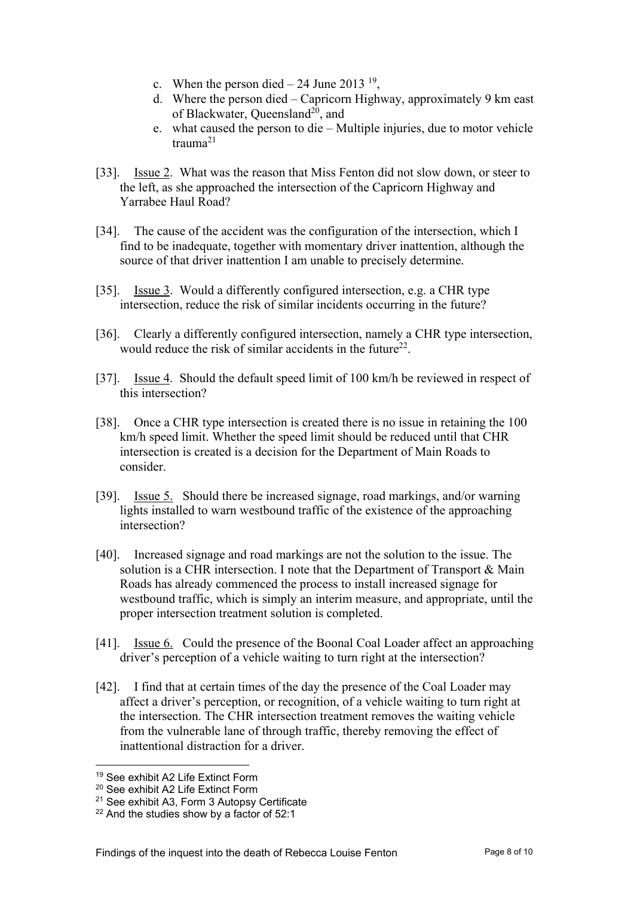c. When the person died – 24 June 2013 [19],
d. Where the person died – Capricorn Highway, approximately 9 km east of Blackwater, Queensland[20], and
e. what caused the person to die – Multiple injuries, due to motor vehicle trauma[21]

[33]. Issue 2. What was the reason that Miss Fenton did not slow down, or steer to the left, as she approached the intersection of the Capricorn Highway and Yarrabee Haul Road?

[34]. The cause of the accident was the configuration of the intersection, which I find to be inadequate, together with momentary driver inattention, although the source of that driver inattention I am unable to precisely determine.

[35]. Issue 3. Would a differently configured intersection, e.g. a CHR type intersection, reduce the risk of similar incidents occurring in the future?

[36]. Clearly a differently configured intersection, namely a CHR type intersection, would reduce the risk of similar accidents in the future[22].

[37]. Issue 4. Should the default speed limit of 100 km/h be reviewed in respect of this intersection?

[38]. Once a CHR type intersection is created there is no issue in retaining the 100 km/h speed limit. Whether the speed limit should be reduced until that CHR intersection is created is a decision for the Department of Main Roads to consider.

[39]. Issue 5. Should there be increased signage, road markings, and/or warning lights installed to warn westbound traffic of the existence of the approaching intersection?

[40]. Increased signage and road markings are not the solution to the issue. The solution is a CHR intersection. I note that the Department of Transport & Main Roads has already commenced the process to install increased signage for westbound traffic, which is simply an interim measure, and appropriate, until the proper intersection treatment solution is completed.

[41]. Issue 6. Could the presence of the Boonal Coal Loader affect an approaching driver's perception of a vehicle waiting to turn right at the intersection?

[42]. I find that at certain times of the day the presence of the Coal Loader may affect a driver's perception, or recognition, of a vehicle waiting to turn right at the intersection. The CHR intersection treatment removes the waiting vehicle from the vulnerable lane of through traffic, thereby removing the effect of inattentional distraction for a driver.

---

[19] See exhibit A2 Life Extinct Form

[20] See exhibit A2 Life Extinct Form

[21] See exhibit A3, Form 3 Autopsy Certificate

[22] And the studies show by a factor of 52:1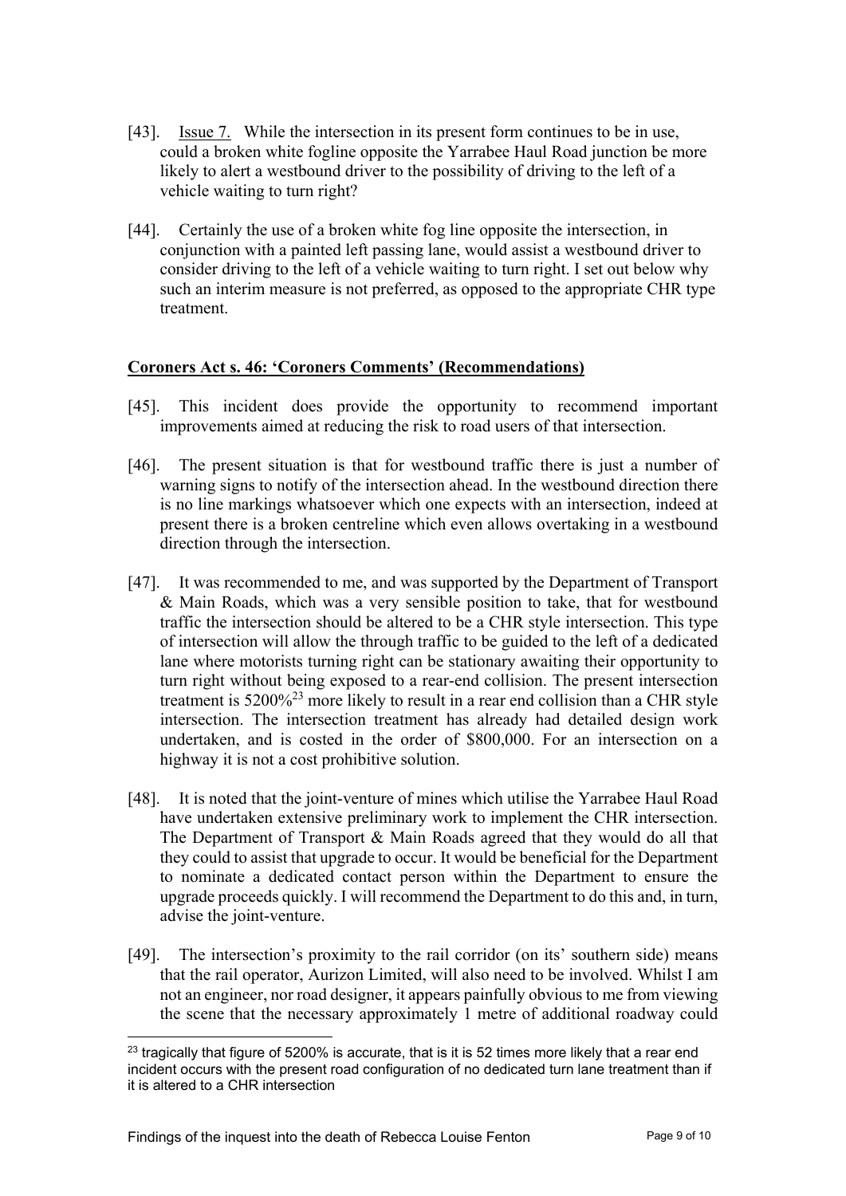[43]. Issue 7. While the intersection in its present form continues to be in use, could a broken white fogline opposite the Yarrabee Haul Road junction be more likely to alert a westbound driver to the possibility of driving to the left of a vehicle waiting to turn right?

[44]. Certainly the use of a broken white fog line opposite the intersection, in conjunction with a painted left passing lane, would assist a westbound driver to consider driving to the left of a vehicle waiting to turn right. I set out below why such an interim measure is not preferred, as opposed to the appropriate CHR type treatment.

## Coroners Act s. 46: 'Coroners Comments' (Recommendations)

[45]. This incident does provide the opportunity to recommend important improvements aimed at reducing the risk to road users of that intersection.

[46]. The present situation is that for westbound traffic there is just a number of warning signs to notify of the intersection ahead. In the westbound direction there is no line markings whatsoever which one expects with an intersection, indeed at present there is a broken centreline which even allows overtaking in a westbound direction through the intersection.

[47]. It was recommended to me, and was supported by the Department of Transport & Main Roads, which was a very sensible position to take, that for westbound traffic the intersection should be altered to be a CHR style intersection. This type of intersection will allow the through traffic to be guided to the left of a dedicated lane where motorists turning right can be stationary awaiting their opportunity to turn right without being exposed to a rear-end collision. The present intersection treatment is 5200%[23] more likely to result in a rear end collision than a CHR style intersection. The intersection treatment has already had detailed design work undertaken, and is costed in the order of $800,000. For an intersection on a highway it is not a cost prohibitive solution.

[48]. It is noted that the joint-venture of mines which utilise the Yarrabee Haul Road have undertaken extensive preliminary work to implement the CHR intersection. The Department of Transport & Main Roads agreed that they would do all that they could to assist that upgrade to occur. It would be beneficial for the Department to nominate a dedicated contact person within the Department to ensure the upgrade proceeds quickly. I will recommend the Department to do this and, in turn, advise the joint-venture.

[49]. The intersection's proximity to the rail corridor (on its' southern side) means that the rail operator, Aurizon Limited, will also need to be involved. Whilst I am not an engineer, nor road designer, it appears painfully obvious to me from viewing the scene that the necessary approximately 1 metre of additional roadway could

[23] tragically that figure of 5200% is accurate, that is it is 52 times more likely that a rear end incident occurs with the present road configuration of no dedicated turn lane treatment than if it is altered to a CHR intersection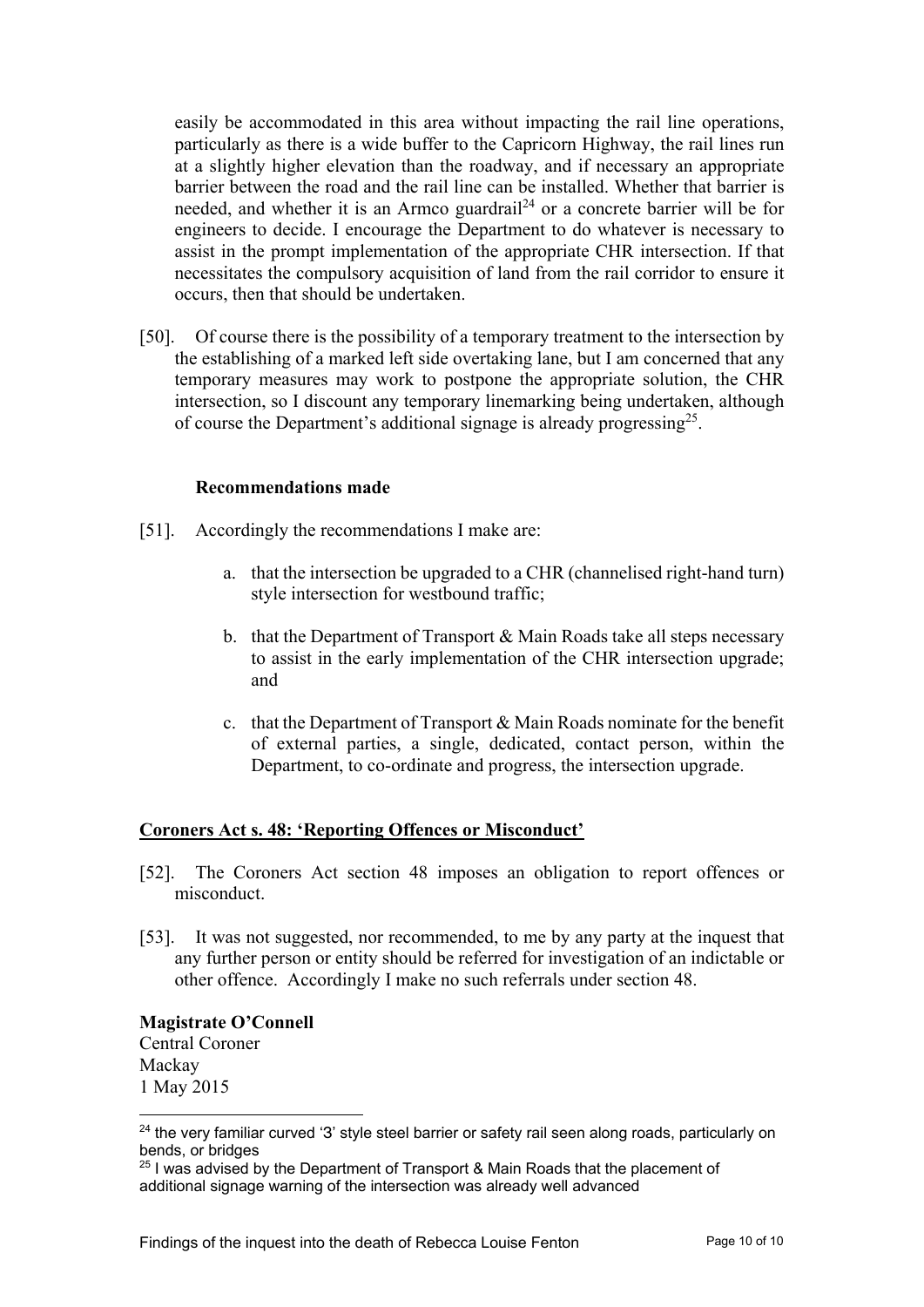easily be accommodated in this area without impacting the rail line operations, particularly as there is a wide buffer to the Capricorn Highway, the rail lines run at a slightly higher elevation than the roadway, and if necessary an appropriate barrier between the road and the rail line can be installed. Whether that barrier is needed, and whether it is an Armco guardrail[24] or a concrete barrier will be for engineers to decide. I encourage the Department to do whatever is necessary to assist in the prompt implementation of the appropriate CHR intersection. If that necessitates the compulsory acquisition of land from the rail corridor to ensure it occurs, then that should be undertaken.

[50]. Of course there is the possibility of a temporary treatment to the intersection by the establishing of a marked left side overtaking lane, but I am concerned that any temporary measures may work to postpone the appropriate solution, the CHR intersection, so I discount any temporary linemarking being undertaken, although of course the Department's additional signage is already progressing[25].

### Recommendations made

[51]. Accordingly the recommendations I make are:

a. that the intersection be upgraded to a CHR (channelised right-hand turn) style intersection for westbound traffic;

b. that the Department of Transport & Main Roads take all steps necessary to assist in the early implementation of the CHR intersection upgrade; and

c. that the Department of Transport & Main Roads nominate for the benefit of external parties, a single, dedicated, contact person, within the Department, to co-ordinate and progress, the intersection upgrade.

## Coroners Act s. 48: 'Reporting Offences or Misconduct'

[52]. The Coroners Act section 48 imposes an obligation to report offences or misconduct.

[53]. It was not suggested, nor recommended, to me by any party at the inquest that any further person or entity should be referred for investigation of an indictable or other offence. Accordingly I make no such referrals under section 48.

**Magistrate O'Connell**
Central Coroner
Mackay
1 May 2015

---

[24] the very familiar curved '3' style steel barrier or safety rail seen along roads, particularly on bends, or bridges

[25] I was advised by the Department of Transport & Main Roads that the placement of additional signage warning of the intersection was already well advanced